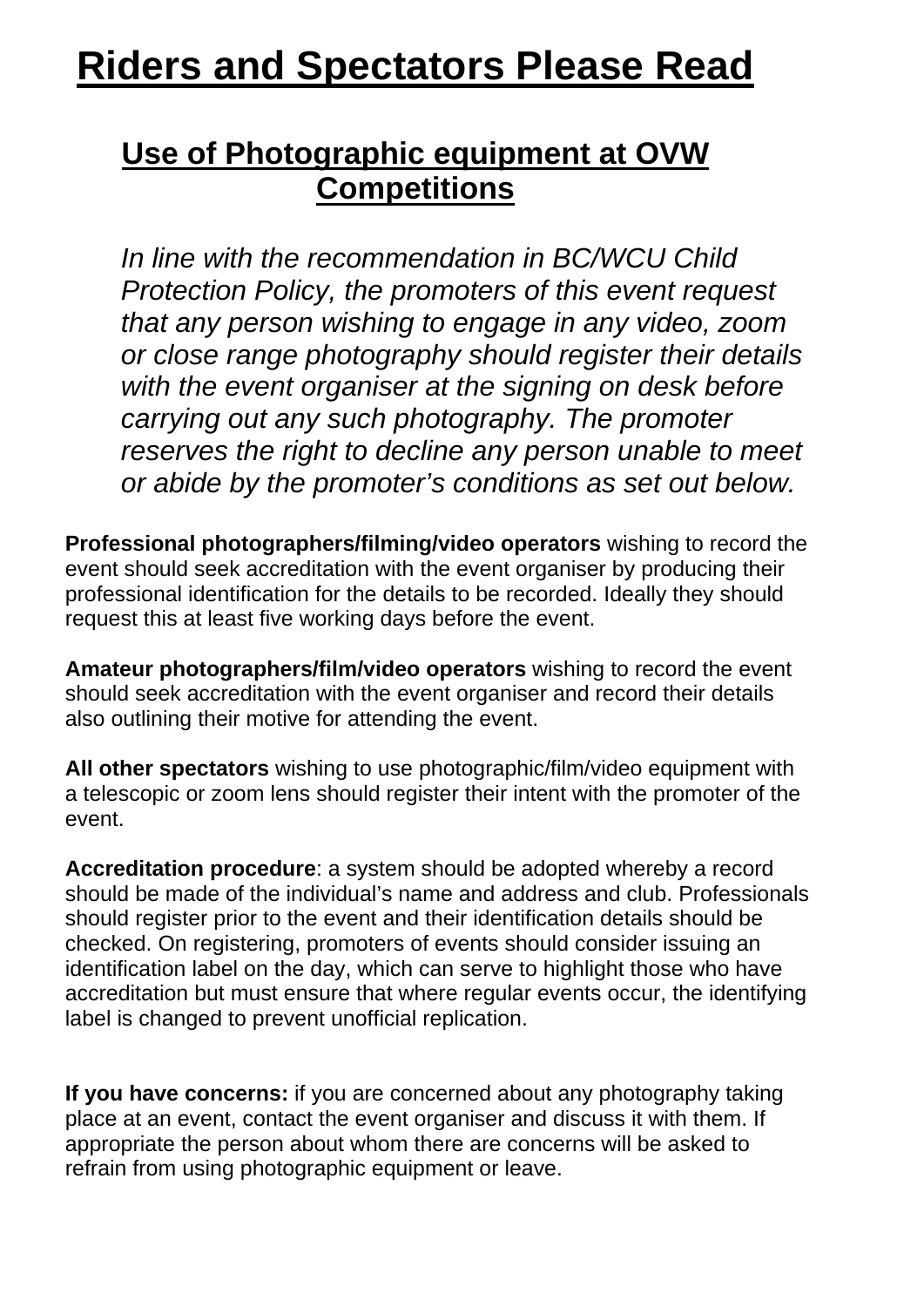# Riders and Spectators Please Read

## Use of Photographic equipment at OVW Competitions

*In line with the recommendation in BC/WCU Child Protection Policy, the promoters of this event request that any person wishing to engage in any video, zoom or close range photography should register their details with the event organiser at the signing on desk before carrying out any such photography. The promoter reserves the right to decline any person unable to meet or abide by the promoter's conditions as set out below.*

**Professional photographers/filming/video operators** wishing to record the event should seek accreditation with the event organiser by producing their professional identification for the details to be recorded. Ideally they should request this at least five working days before the event.

**Amateur photographers/film/video operators** wishing to record the event should seek accreditation with the event organiser and record their details also outlining their motive for attending the event.

**All other spectators** wishing to use photographic/film/video equipment with a telescopic or zoom lens should register their intent with the promoter of the event.

**Accreditation procedure**: a system should be adopted whereby a record should be made of the individual's name and address and club. Professionals should register prior to the event and their identification details should be checked. On registering, promoters of events should consider issuing an identification label on the day, which can serve to highlight those who have accreditation but must ensure that where regular events occur, the identifying label is changed to prevent unofficial replication.

**If you have concerns:** if you are concerned about any photography taking place at an event, contact the event organiser and discuss it with them. If appropriate the person about whom there are concerns will be asked to refrain from using photographic equipment or leave.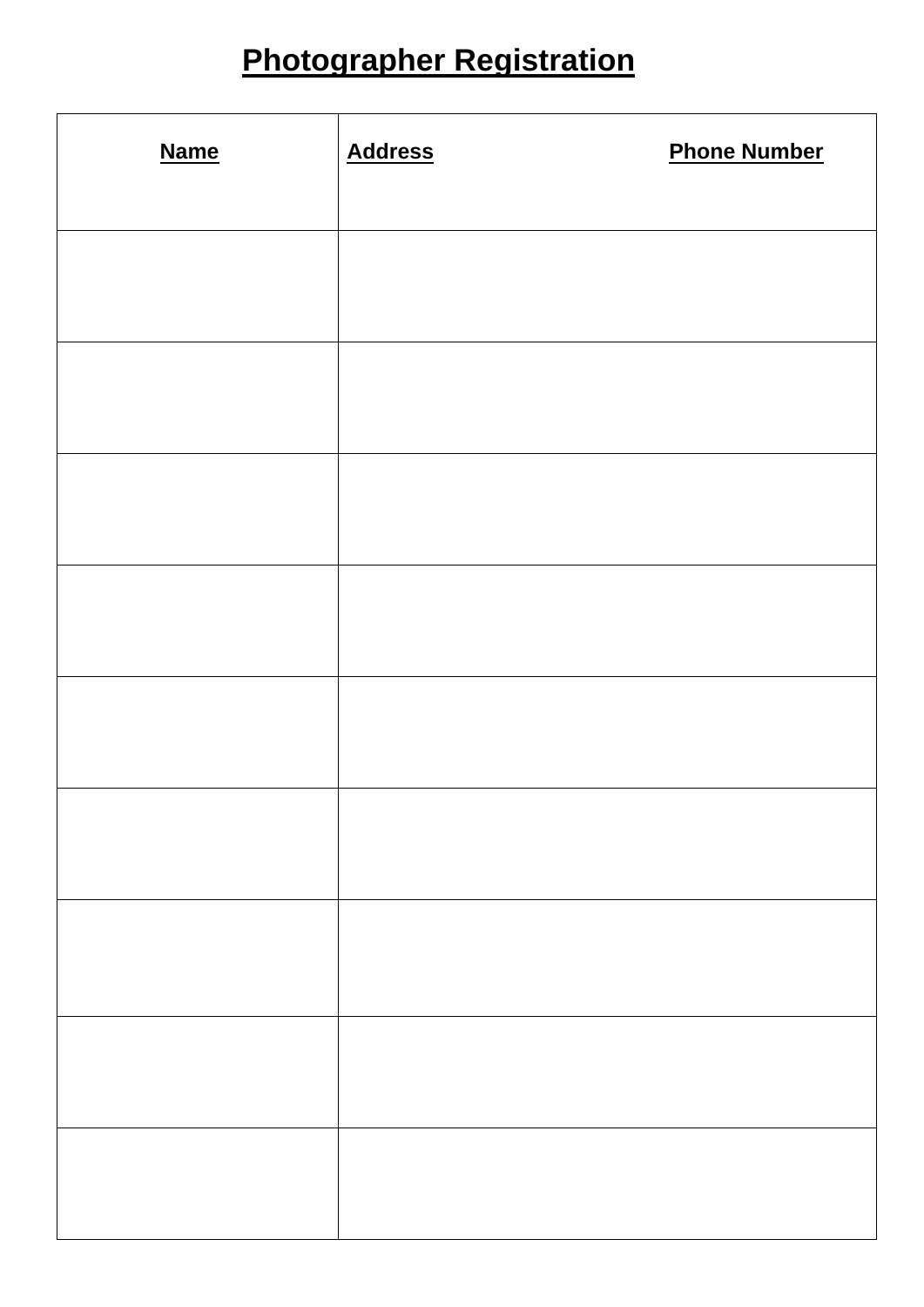# Photographer Registration

| Name | Address Phone Number |
|---|---|
| | |
| | |
| | |
| | |
| | |
| | |
| | |
| | |
| | |